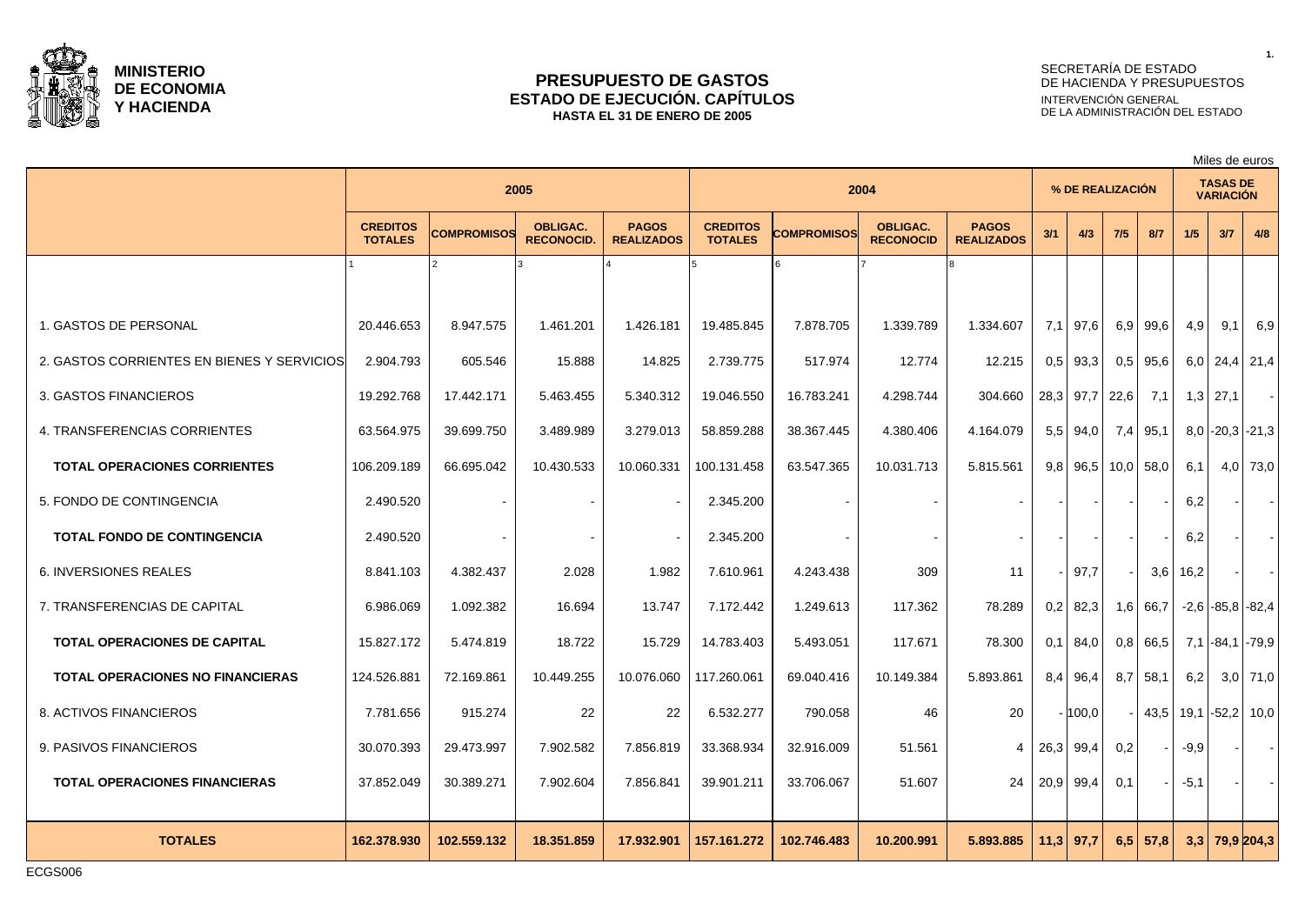**MINISTERIO DE ECONOMIA Y HACIENDA**

# PRESUPUESTO DE GASTOS
## ESTADO DE EJECUCIÓN. CAPÍTULOS
### HASTA EL 31 DE ENERO DE 2005

SECRETARÍA DE ESTADO DE HACIENDA Y PRESUPUESTOS
INTERVENCIÓN GENERAL DE LA ADMINISTRACIÓN DEL ESTADO

Miles de euros

| | 2005 | | | | 2004 | | | | % DE REALIZACIÓN | | | | TASAS DE VARIACIÓN | | |
|---|---|---|---|---|---|---|---|---|---|---|---|---|---|---|---|
| | CREDITOS TOTALES | COMPROMISOS | OBLIGAC. RECONOCID. | PAGOS REALIZADOS | CREDITOS TOTALES | COMPROMISOS | OBLIGAC. RECONOCID | PAGOS REALIZADOS | 3/1 | 4/3 | 7/5 | 8/7 | 1/5 | 3/7 | 4/8 |
| | 1 | 2 | 3 | 4 | 5 | 6 | 7 | 8 | | | | | | | |
| 1. GASTOS DE PERSONAL | 20.446.653 | 8.947.575 | 1.461.201 | 1.426.181 | 19.485.845 | 7.878.705 | 1.339.789 | 1.334.607 | 7,1 | 97,6 | 6,9 | 99,6 | 4,9 | 9,1 | 6,9 |
| 2. GASTOS CORRIENTES EN BIENES Y SERVICIOS | 2.904.793 | 605.546 | 15.888 | 14.825 | 2.739.775 | 517.974 | 12.774 | 12.215 | 0,5 | 93,3 | 0,5 | 95,6 | 6,0 | 24,4 | 21,4 |
| 3. GASTOS FINANCIEROS | 19.292.768 | 17.442.171 | 5.463.455 | 5.340.312 | 19.046.550 | 16.783.241 | 4.298.744 | 304.660 | 28,3 | 97,7 | 22,6 | 7,1 | 1,3 | 27,1 | - |
| 4. TRANSFERENCIAS CORRIENTES | 63.564.975 | 39.699.750 | 3.489.989 | 3.279.013 | 58.859.288 | 38.367.445 | 4.380.406 | 4.164.079 | 5,5 | 94,0 | 7,4 | 95,1 | 8,0 | -20,3 | -21,3 |
| **TOTAL OPERACIONES CORRIENTES** | 106.209.189 | 66.695.042 | 10.430.533 | 10.060.331 | 100.131.458 | 63.547.365 | 10.031.713 | 5.815.561 | 9,8 | 96,5 | 10,0 | 58,0 | 6,1 | 4,0 | 73,0 |
| 5. FONDO DE CONTINGENCIA | 2.490.520 | - | - | - | 2.345.200 | - | - | - | - | - | - | - | 6,2 | - | - |
| **TOTAL FONDO DE CONTINGENCIA** | 2.490.520 | - | - | - | 2.345.200 | - | - | - | - | - | - | - | 6,2 | - | - |
| 6. INVERSIONES REALES | 8.841.103 | 4.382.437 | 2.028 | 1.982 | 7.610.961 | 4.243.438 | 309 | 11 | - | 97,7 | - | 3,6 | 16,2 | - | - |
| 7. TRANSFERENCIAS DE CAPITAL | 6.986.069 | 1.092.382 | 16.694 | 13.747 | 7.172.442 | 1.249.613 | 117.362 | 78.289 | 0,2 | 82,3 | 1,6 | 66,7 | -2,6 | -85,8 | -82,4 |
| **TOTAL OPERACIONES DE CAPITAL** | 15.827.172 | 5.474.819 | 18.722 | 15.729 | 14.783.403 | 5.493.051 | 117.671 | 78.300 | 0,1 | 84,0 | 0,8 | 66,5 | 7,1 | -84,1 | -79,9 |
| **TOTAL OPERACIONES NO FINANCIERAS** | 124.526.881 | 72.169.861 | 10.449.255 | 10.076.060 | 117.260.061 | 69.040.416 | 10.149.384 | 5.893.861 | 8,4 | 96,4 | 8,7 | 58,1 | 6,2 | 3,0 | 71,0 |
| 8. ACTIVOS FINANCIEROS | 7.781.656 | 915.274 | 22 | 22 | 6.532.277 | 790.058 | 46 | 20 | - | 100,0 | - | 43,5 | 19,1 | -52,2 | 10,0 |
| 9. PASIVOS FINANCIEROS | 30.070.393 | 29.473.997 | 7.902.582 | 7.856.819 | 33.368.934 | 32.916.009 | 51.561 | 4 | 26,3 | 99,4 | 0,2 | - | -9,9 | - | - |
| **TOTAL OPERACIONES FINANCIERAS** | 37.852.049 | 30.389.271 | 7.902.604 | 7.856.841 | 39.901.211 | 33.706.067 | 51.607 | 24 | 20,9 | 99,4 | 0,1 | - | -5,1 | - | - |
| **TOTALES** | **162.378.930** | **102.559.132** | **18.351.859** | **17.932.901** | **157.161.272** | **102.746.483** | **10.200.991** | **5.893.885** | **11,3** | **97,7** | **6,5** | **57,8** | **3,3** | **79,9** | **204,3** |

ECGS006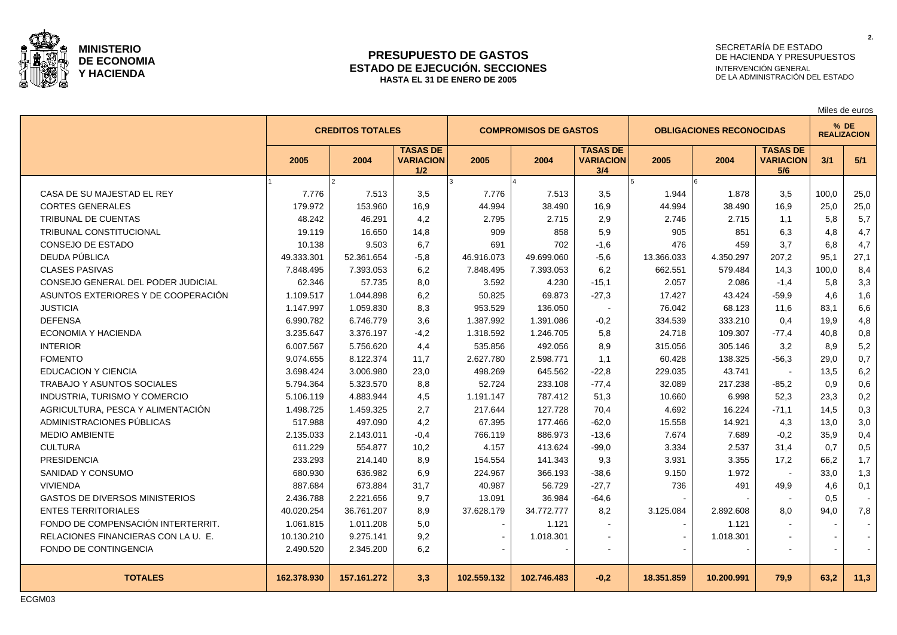**MINISTERIO DE ECONOMIA Y HACIENDA**

# PRESUPUESTO DE GASTOS
## ESTADO DE EJECUCIÓN. SECCIONES
### HASTA EL 31 DE ENERO DE 2005

SECRETARÍA DE ESTADO DE HACIENDA Y PRESUPUESTOS
INTERVENCIÓN GENERAL DE LA ADMINISTRACIÓN DEL ESTADO

Miles de euros

| | CREDITOS TOTALES | | | COMPROMISOS DE GASTOS | | | OBLIGACIONES RECONOCIDAS | | | % DE REALIZACION | |
|---|---|---|---|---|---|---|---|---|---|---|---|
| | 2005 | 2004 | TASAS DE VARIACION 1/2 | 2005 | 2004 | TASAS DE VARIACION 3/4 | 2005 | 2004 | TASAS DE VARIACION 5/6 | 3/1 | 5/1 |
| | 1 | 2 | | 3 | 4 | | 5 | 6 | | | |
| CASA DE SU MAJESTAD EL REY | 7.776 | 7.513 | 3,5 | 7.776 | 7.513 | 3,5 | 1.944 | 1.878 | 3,5 | 100,0 | 25,0 |
| CORTES GENERALES | 179.972 | 153.960 | 16,9 | 44.994 | 38.490 | 16,9 | 44.994 | 38.490 | 16,9 | 25,0 | 25,0 |
| TRIBUNAL DE CUENTAS | 48.242 | 46.291 | 4,2 | 2.795 | 2.715 | 2,9 | 2.746 | 2.715 | 1,1 | 5,8 | 5,7 |
| TRIBUNAL CONSTITUCIONAL | 19.119 | 16.650 | 14,8 | 909 | 858 | 5,9 | 905 | 851 | 6,3 | 4,8 | 4,7 |
| CONSEJO DE ESTADO | 10.138 | 9.503 | 6,7 | 691 | 702 | -1,6 | 476 | 459 | 3,7 | 6,8 | 4,7 |
| DEUDA PÚBLICA | 49.333.301 | 52.361.654 | -5,8 | 46.916.073 | 49.699.060 | -5,6 | 13.366.033 | 4.350.297 | 207,2 | 95,1 | 27,1 |
| CLASES PASIVAS | 7.848.495 | 7.393.053 | 6,2 | 7.848.495 | 7.393.053 | 6,2 | 662.551 | 579.484 | 14,3 | 100,0 | 8,4 |
| CONSEJO GENERAL DEL PODER JUDICIAL | 62.346 | 57.735 | 8,0 | 3.592 | 4.230 | -15,1 | 2.057 | 2.086 | -1,4 | 5,8 | 3,3 |
| ASUNTOS EXTERIORES Y DE COOPERACIÓN | 1.109.517 | 1.044.898 | 6,2 | 50.825 | 69.873 | -27,3 | 17.427 | 43.424 | -59,9 | 4,6 | 1,6 |
| JUSTICIA | 1.147.997 | 1.059.830 | 8,3 | 953.529 | 136.050 | - | 76.042 | 68.123 | 11,6 | 83,1 | 6,6 |
| DEFENSA | 6.990.782 | 6.746.779 | 3,6 | 1.387.992 | 1.391.086 | -0,2 | 334.539 | 333.210 | 0,4 | 19,9 | 4,8 |
| ECONOMIA Y HACIENDA | 3.235.647 | 3.376.197 | -4,2 | 1.318.592 | 1.246.705 | 5,8 | 24.718 | 109.307 | -77,4 | 40,8 | 0,8 |
| INTERIOR | 6.007.567 | 5.756.620 | 4,4 | 535.856 | 492.056 | 8,9 | 315.056 | 305.146 | 3,2 | 8,9 | 5,2 |
| FOMENTO | 9.074.655 | 8.122.374 | 11,7 | 2.627.780 | 2.598.771 | 1,1 | 60.428 | 138.325 | -56,3 | 29,0 | 0,7 |
| EDUCACION Y CIENCIA | 3.698.424 | 3.006.980 | 23,0 | 498.269 | 645.562 | -22,8 | 229.035 | 43.741 | - | 13,5 | 6,2 |
| TRABAJO Y ASUNTOS SOCIALES | 5.794.364 | 5.323.570 | 8,8 | 52.724 | 233.108 | -77,4 | 32.089 | 217.238 | -85,2 | 0,9 | 0,6 |
| INDUSTRIA, TURISMO Y COMERCIO | 5.106.119 | 4.883.944 | 4,5 | 1.191.147 | 787.412 | 51,3 | 10.660 | 6.998 | 52,3 | 23,3 | 0,2 |
| AGRICULTURA, PESCA Y ALIMENTACIÓN | 1.498.725 | 1.459.325 | 2,7 | 217.644 | 127.728 | 70,4 | 4.692 | 16.224 | -71,1 | 14,5 | 0,3 |
| ADMINISTRACIONES PÚBLICAS | 517.988 | 497.090 | 4,2 | 67.395 | 177.466 | -62,0 | 15.558 | 14.921 | 4,3 | 13,0 | 3,0 |
| MEDIO AMBIENTE | 2.135.033 | 2.143.011 | -0,4 | 766.119 | 886.973 | -13,6 | 7.674 | 7.689 | -0,2 | 35,9 | 0,4 |
| CULTURA | 611.229 | 554.877 | 10,2 | 4.157 | 413.624 | -99,0 | 3.334 | 2.537 | 31,4 | 0,7 | 0,5 |
| PRESIDENCIA | 233.293 | 214.140 | 8,9 | 154.554 | 141.343 | 9,3 | 3.931 | 3.355 | 17,2 | 66,2 | 1,7 |
| SANIDAD Y CONSUMO | 680.930 | 636.982 | 6,9 | 224.967 | 366.193 | -38,6 | 9.150 | 1.972 | - | 33,0 | 1,3 |
| VIVIENDA | 887.684 | 673.884 | 31,7 | 40.987 | 56.729 | -27,7 | 736 | 491 | 49,9 | 4,6 | 0,1 |
| GASTOS DE DIVERSOS MINISTERIOS | 2.436.788 | 2.221.656 | 9,7 | 13.091 | 36.984 | -64,6 | - | - | - | 0,5 | - |
| ENTES TERRITORIALES | 40.020.254 | 36.761.207 | 8,9 | 37.628.179 | 34.772.777 | 8,2 | 3.125.084 | 2.892.608 | 8,0 | 94,0 | 7,8 |
| FONDO DE COMPENSACIÓN INTERTERRIT. | 1.061.815 | 1.011.208 | 5,0 | - | 1.121 | - | - | 1.121 | - | - | - |
| RELACIONES FINANCIERAS CON LA U. E. | 10.130.210 | 9.275.141 | 9,2 | - | 1.018.301 | - | - | 1.018.301 | - | - | - |
| FONDO DE CONTINGENCIA | 2.490.520 | 2.345.200 | 6,2 | - | - | - | - | - | - | - | - |
| **TOTALES** | **162.378.930** | **157.161.272** | **3,3** | **102.559.132** | **102.746.483** | **-0,2** | **18.351.859** | **10.200.991** | **79,9** | **63,2** | **11,3** |

ECGM03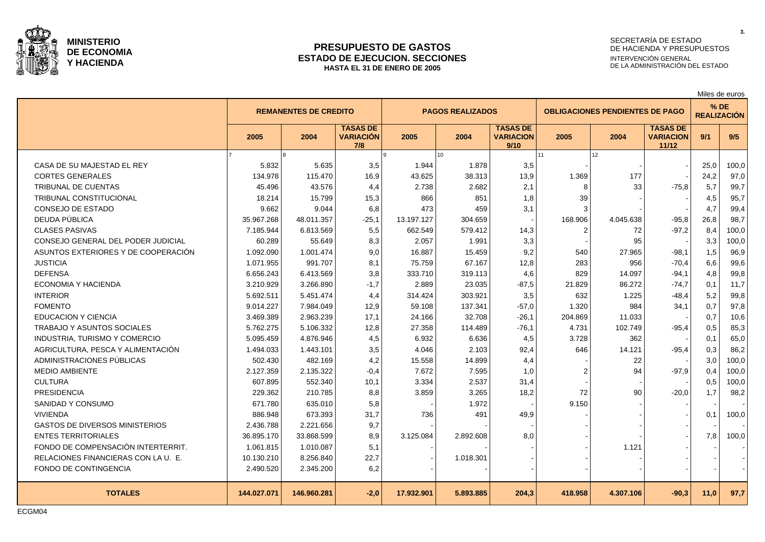**MINISTERIO DE ECONOMIA Y HACIENDA**

# PRESUPUESTO DE GASTOS
## ESTADO DE EJECUCION. SECCIONES
**HASTA EL 31 DE ENERO DE 2005**

SECRETARÍA DE ESTADO DE HACIENDA Y PRESUPUESTOS
INTERVENCIÓN GENERAL DE LA ADMINISTRACIÓN DEL ESTADO

Miles de euros

| | REMANENTES DE CREDITO | | | PAGOS REALIZADOS | | | OBLIGACIONES PENDIENTES DE PAGO | | | % DE REALIZACIÓN | |
|---|---|---|---|---|---|---|---|---|---|---|---|
| | 2005 | 2004 | TASAS DE VARIACIÓN 7/8 | 2005 | 2004 | TASAS DE VARIACION 9/10 | 2005 | 2004 | TASAS DE VARIACION 11/12 | 9/1 | 9/5 |
| | 7 | 8 | | 9 | 10 | | 11 | 12 | | | |
| CASA DE SU MAJESTAD EL REY | 5.832 | 5.635 | 3,5 | 1.944 | 1.878 | 3,5 | - | - | - | 25,0 | 100,0 |
| CORTES GENERALES | 134.978 | 115.470 | 16,9 | 43.625 | 38.313 | 13,9 | 1.369 | 177 | - | 24,2 | 97,0 |
| TRIBUNAL DE CUENTAS | 45.496 | 43.576 | 4,4 | 2.738 | 2.682 | 2,1 | 8 | 33 | -75,8 | 5,7 | 99,7 |
| TRIBUNAL CONSTITUCIONAL | 18.214 | 15.799 | 15,3 | 866 | 851 | 1,8 | 39 | - | - | 4,5 | 95,7 |
| CONSEJO DE ESTADO | 9.662 | 9.044 | 6,8 | 473 | 459 | 3,1 | 3 | - | - | 4,7 | 99,4 |
| DEUDA PÚBLICA | 35.967.268 | 48.011.357 | -25,1 | 13.197.127 | 304.659 | - | 168.906 | 4.045.638 | -95,8 | 26,8 | 98,7 |
| CLASES PASIVAS | 7.185.944 | 6.813.569 | 5,5 | 662.549 | 579.412 | 14,3 | 2 | 72 | -97,2 | 8,4 | 100,0 |
| CONSEJO GENERAL DEL PODER JUDICIAL | 60.289 | 55.649 | 8,3 | 2.057 | 1.991 | 3,3 | - | 95 | - | 3,3 | 100,0 |
| ASUNTOS EXTERIORES Y DE COOPERACIÓN | 1.092.090 | 1.001.474 | 9,0 | 16.887 | 15.459 | 9,2 | 540 | 27.965 | -98,1 | 1,5 | 96,9 |
| JUSTICIA | 1.071.955 | 991.707 | 8,1 | 75.759 | 67.167 | 12,8 | 283 | 956 | -70,4 | 6,6 | 99,6 |
| DEFENSA | 6.656.243 | 6.413.569 | 3,8 | 333.710 | 319.113 | 4,6 | 829 | 14.097 | -94,1 | 4,8 | 99,8 |
| ECONOMIA Y HACIENDA | 3.210.929 | 3.266.890 | -1,7 | 2.889 | 23.035 | -87,5 | 21.829 | 86.272 | -74,7 | 0,1 | 11,7 |
| INTERIOR | 5.692.511 | 5.451.474 | 4,4 | 314.424 | 303.921 | 3,5 | 632 | 1.225 | -48,4 | 5,2 | 99,8 |
| FOMENTO | 9.014.227 | 7.984.049 | 12,9 | 59.108 | 137.341 | -57,0 | 1.320 | 984 | 34,1 | 0,7 | 97,8 |
| EDUCACION Y CIENCIA | 3.469.389 | 2.963.239 | 17,1 | 24.166 | 32.708 | -26,1 | 204.869 | 11.033 | - | 0,7 | 10,6 |
| TRABAJO Y ASUNTOS SOCIALES | 5.762.275 | 5.106.332 | 12,8 | 27.358 | 114.489 | -76,1 | 4.731 | 102.749 | -95,4 | 0,5 | 85,3 |
| INDUSTRIA, TURISMO Y COMERCIO | 5.095.459 | 4.876.946 | 4,5 | 6.932 | 6.636 | 4,5 | 3.728 | 362 | - | 0,1 | 65,0 |
| AGRICULTURA, PESCA Y ALIMENTACIÓN | 1.494.033 | 1.443.101 | 3,5 | 4.046 | 2.103 | 92,4 | 646 | 14.121 | -95,4 | 0,3 | 86,2 |
| ADMINISTRACIONES PÚBLICAS | 502.430 | 482.169 | 4,2 | 15.558 | 14.899 | 4,4 | - | 22 | - | 3,0 | 100,0 |
| MEDIO AMBIENTE | 2.127.359 | 2.135.322 | -0,4 | 7.672 | 7.595 | 1,0 | 2 | 94 | -97,9 | 0,4 | 100,0 |
| CULTURA | 607.895 | 552.340 | 10,1 | 3.334 | 2.537 | 31,4 | - | - | - | 0,5 | 100,0 |
| PRESIDENCIA | 229.362 | 210.785 | 8,8 | 3.859 | 3.265 | 18,2 | 72 | 90 | -20,0 | 1,7 | 98,2 |
| SANIDAD Y CONSUMO | 671.780 | 635.010 | 5,8 | - | 1.972 | - | 9.150 | - | - | - | - |
| VIVIENDA | 886.948 | 673.393 | 31,7 | 736 | 491 | 49,9 | - | - | - | 0,1 | 100,0 |
| GASTOS DE DIVERSOS MINISTERIOS | 2.436.788 | 2.221.656 | 9,7 | - | - | - | - | - | - | - | - |
| ENTES TERRITORIALES | 36.895.170 | 33.868.599 | 8,9 | 3.125.084 | 2.892.608 | 8,0 | - | - | - | 7,8 | 100,0 |
| FONDO DE COMPENSACIÓN INTERTERRIT. | 1.061.815 | 1.010.087 | 5,1 | - | - | - | - | 1.121 | - | - | - |
| RELACIONES FINANCIERAS CON LA U. E. | 10.130.210 | 8.256.840 | 22,7 | - | 1.018.301 | - | - | - | - | - | - |
| FONDO DE CONTINGENCIA | 2.490.520 | 2.345.200 | 6,2 | - | - | - | - | - | - | - | - |
| **TOTALES** | **144.027.071** | **146.960.281** | **-2,0** | **17.932.901** | **5.893.885** | **204,3** | **418.958** | **4.307.106** | **-90,3** | **11,0** | **97,7** |

ECGM04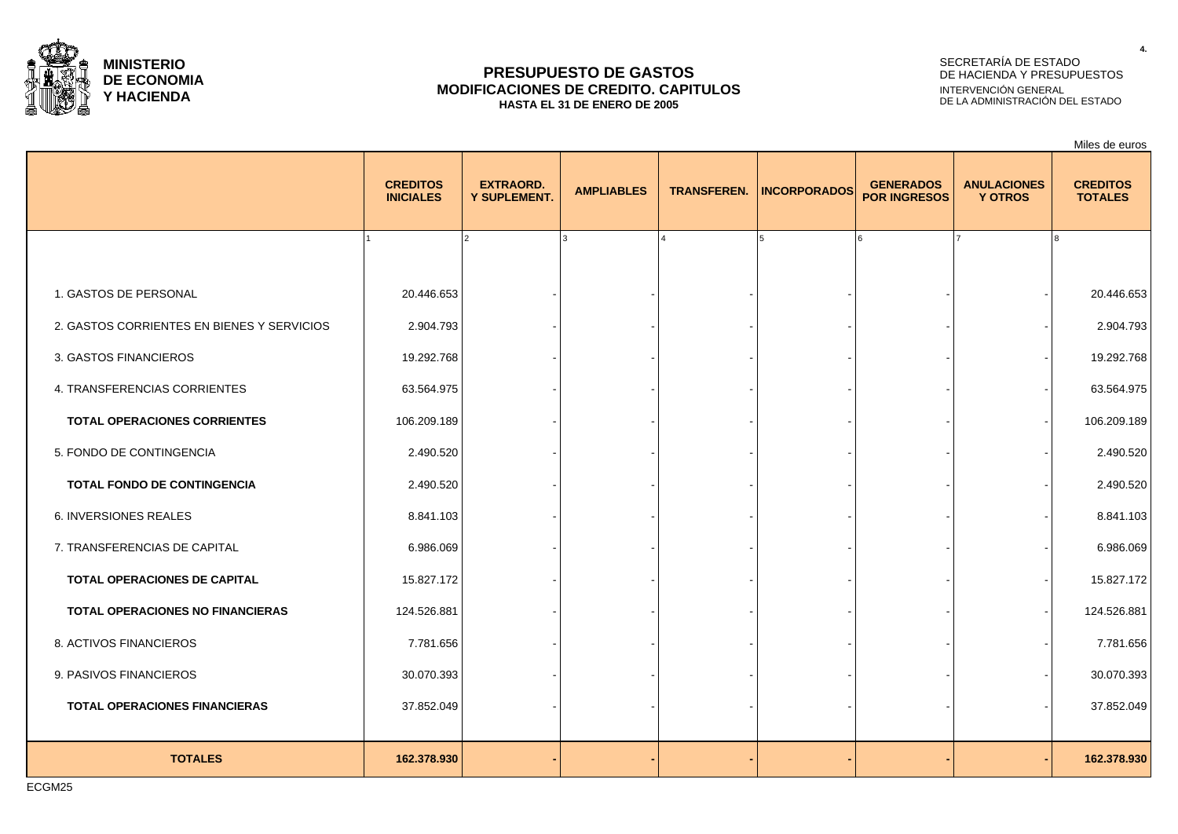**MINISTERIO DE ECONOMIA Y HACIENDA**

SECRETARÍA DE ESTADO DE HACIENDA Y PRESUPUESTOS
INTERVENCIÓN GENERAL DE LA ADMINISTRACIÓN DEL ESTADO

# PRESUPUESTO DE GASTOS
## MODIFICACIONES DE CREDITO. CAPITULOS
### HASTA EL 31 DE ENERO DE 2005

Miles de euros

| | CREDITOS INICIALES | EXTRAORD. Y SUPLEMENT. | AMPLIABLES | TRANSFEREN. | INCORPORADOS | GENERADOS POR INGRESOS | ANULACIONES Y OTROS | CREDITOS TOTALES |
|---|---|---|---|---|---|---|---|---|
| | 1 | 2 | 3 | 4 | 5 | 6 | 7 | 8 |
| 1. GASTOS DE PERSONAL | 20.446.653 | - | - | - | - | - | - | 20.446.653 |
| 2. GASTOS CORRIENTES EN BIENES Y SERVICIOS | 2.904.793 | - | - | - | - | - | - | 2.904.793 |
| 3. GASTOS FINANCIEROS | 19.292.768 | - | - | - | - | - | - | 19.292.768 |
| 4. TRANSFERENCIAS CORRIENTES | 63.564.975 | - | - | - | - | - | - | 63.564.975 |
| **TOTAL OPERACIONES CORRIENTES** | 106.209.189 | - | - | - | - | - | - | 106.209.189 |
| 5. FONDO DE CONTINGENCIA | 2.490.520 | - | - | - | - | - | - | 2.490.520 |
| **TOTAL FONDO DE CONTINGENCIA** | 2.490.520 | - | - | - | - | - | - | 2.490.520 |
| 6. INVERSIONES REALES | 8.841.103 | - | - | - | - | - | - | 8.841.103 |
| 7. TRANSFERENCIAS DE CAPITAL | 6.986.069 | - | - | - | - | - | - | 6.986.069 |
| **TOTAL OPERACIONES DE CAPITAL** | 15.827.172 | - | - | - | - | - | - | 15.827.172 |
| **TOTAL OPERACIONES NO FINANCIERAS** | 124.526.881 | - | - | - | - | - | - | 124.526.881 |
| 8. ACTIVOS FINANCIEROS | 7.781.656 | - | - | - | - | - | - | 7.781.656 |
| 9. PASIVOS FINANCIEROS | 30.070.393 | - | - | - | - | - | - | 30.070.393 |
| **TOTAL OPERACIONES FINANCIERAS** | 37.852.049 | - | - | - | - | - | - | 37.852.049 |
| **TOTALES** | **162.378.930** | **-** | **-** | **-** | **-** | **-** | **-** | **162.378.930** |

ECGM25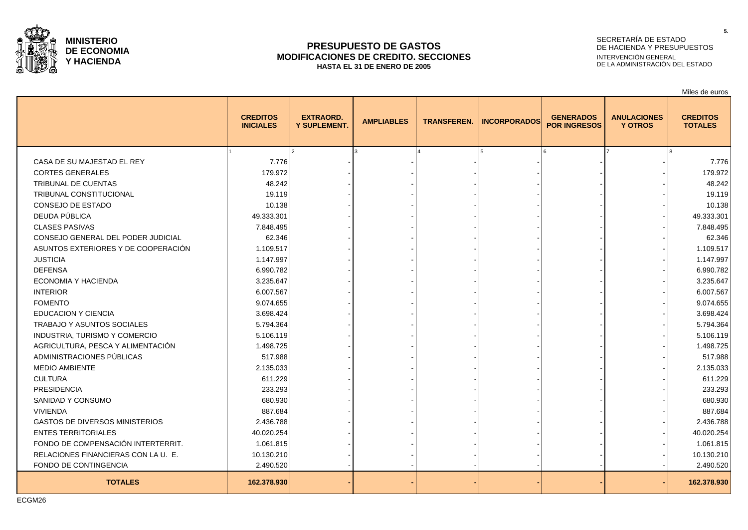**MINISTERIO DE ECONOMIA Y HACIENDA**

# PRESUPUESTO DE GASTOS
## MODIFICACIONES DE CREDITO. SECCIONES
**HASTA EL 31 DE ENERO DE 2005**

SECRETARÍA DE ESTADO DE HACIENDA Y PRESUPUESTOS
INTERVENCIÓN GENERAL DE LA ADMINISTRACIÓN DEL ESTADO

Miles de euros

| | CREDITOS INICIALES | EXTRAORD. Y SUPLEMENT. | AMPLIABLES | TRANSFEREN. | INCORPORADOS | GENERADOS POR INGRESOS | ANULACIONES Y OTROS | CREDITOS TOTALES |
|---|---|---|---|---|---|---|---|---|
| | 1 | 2 | 3 | 4 | 5 | 6 | 7 | 8 |
| CASA DE SU MAJESTAD EL REY | 7.776 | - | - | - | - | - | - | 7.776 |
| CORTES GENERALES | 179.972 | - | - | - | - | - | - | 179.972 |
| TRIBUNAL DE CUENTAS | 48.242 | - | - | - | - | - | - | 48.242 |
| TRIBUNAL CONSTITUCIONAL | 19.119 | - | - | - | - | - | - | 19.119 |
| CONSEJO DE ESTADO | 10.138 | - | - | - | - | - | - | 10.138 |
| DEUDA PÚBLICA | 49.333.301 | - | - | - | - | - | - | 49.333.301 |
| CLASES PASIVAS | 7.848.495 | - | - | - | - | - | - | 7.848.495 |
| CONSEJO GENERAL DEL PODER JUDICIAL | 62.346 | - | - | - | - | - | - | 62.346 |
| ASUNTOS EXTERIORES Y DE COOPERACIÓN | 1.109.517 | - | - | - | - | - | - | 1.109.517 |
| JUSTICIA | 1.147.997 | - | - | - | - | - | - | 1.147.997 |
| DEFENSA | 6.990.782 | - | - | - | - | - | - | 6.990.782 |
| ECONOMIA Y HACIENDA | 3.235.647 | - | - | - | - | - | - | 3.235.647 |
| INTERIOR | 6.007.567 | - | - | - | - | - | - | 6.007.567 |
| FOMENTO | 9.074.655 | - | - | - | - | - | - | 9.074.655 |
| EDUCACION Y CIENCIA | 3.698.424 | - | - | - | - | - | - | 3.698.424 |
| TRABAJO Y ASUNTOS SOCIALES | 5.794.364 | - | - | - | - | - | - | 5.794.364 |
| INDUSTRIA, TURISMO Y COMERCIO | 5.106.119 | - | - | - | - | - | - | 5.106.119 |
| AGRICULTURA, PESCA Y ALIMENTACIÓN | 1.498.725 | - | - | - | - | - | - | 1.498.725 |
| ADMINISTRACIONES PÚBLICAS | 517.988 | - | - | - | - | - | - | 517.988 |
| MEDIO AMBIENTE | 2.135.033 | - | - | - | - | - | - | 2.135.033 |
| CULTURA | 611.229 | - | - | - | - | - | - | 611.229 |
| PRESIDENCIA | 233.293 | - | - | - | - | - | - | 233.293 |
| SANIDAD Y CONSUMO | 680.930 | - | - | - | - | - | - | 680.930 |
| VIVIENDA | 887.684 | - | - | - | - | - | - | 887.684 |
| GASTOS DE DIVERSOS MINISTERIOS | 2.436.788 | - | - | - | - | - | - | 2.436.788 |
| ENTES TERRITORIALES | 40.020.254 | - | - | - | - | - | - | 40.020.254 |
| FONDO DE COMPENSACIÓN INTERTERRIT. | 1.061.815 | - | - | - | - | - | - | 1.061.815 |
| RELACIONES FINANCIERAS CON LA U. E. | 10.130.210 | - | - | - | - | - | - | 10.130.210 |
| FONDO DE CONTINGENCIA | 2.490.520 | - | - | - | - | - | - | 2.490.520 |
| **TOTALES** | **162.378.930** | **-** | **-** | **-** | **-** | **-** | **-** | **162.378.930** |

ECGM26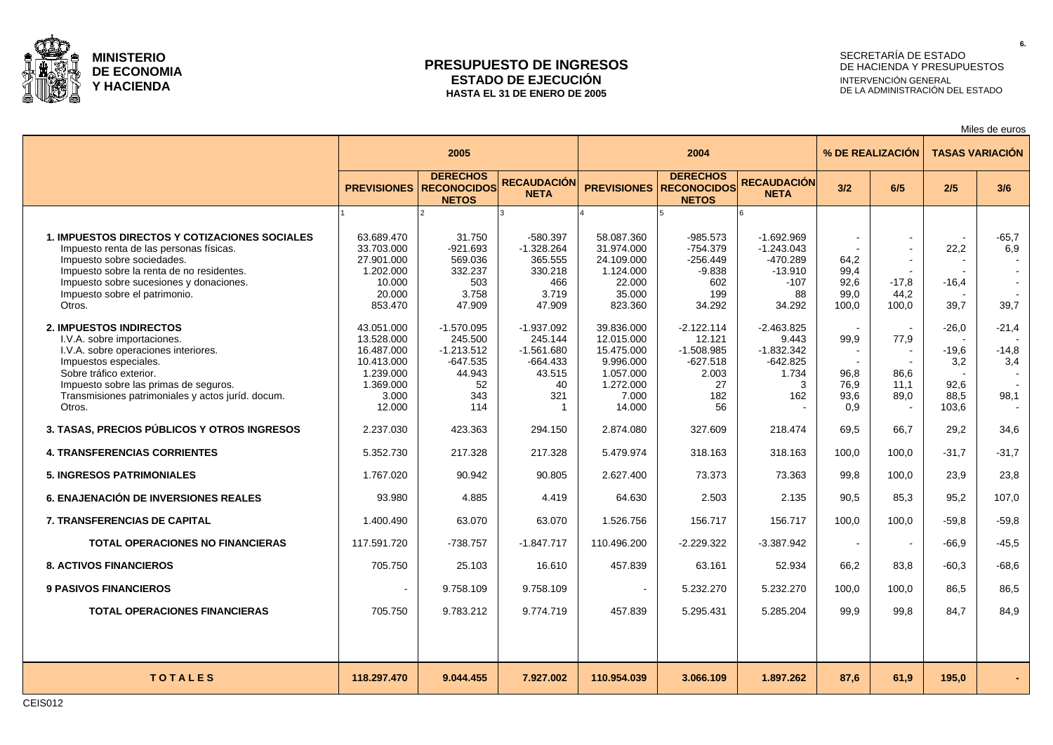**MINISTERIO DE ECONOMIA Y HACIENDA**

# PRESUPUESTO DE INGRESOS
## ESTADO DE EJECUCIÓN
### HASTA EL 31 DE ENERO DE 2005

SECRETARÍA DE ESTADO DE HACIENDA Y PRESUPUESTOS
INTERVENCIÓN GENERAL DE LA ADMINISTRACIÓN DEL ESTADO

Miles de euros

| | 2005 | | | 2004 | | | % DE REALIZACIÓN | | TASAS VARIACIÓN | |
|---|---|---|---|---|---|---|---|---|---|---|
| | PREVISIONES | DERECHOS RECONOCIDOS NETOS | RECAUDACIÓN NETA | PREVISIONES | DERECHOS RECONOCIDOS NETOS | RECAUDACIÓN NETA | 3/2 | 6/5 | 2/5 | 3/6 |
| | 1 | 2 | 3 | 4 | 5 | 6 | | | | |
| **1. IMPUESTOS DIRECTOS Y COTIZACIONES SOCIALES** | 63.689.470 | 31.750 | -580.397 | 58.087.360 | -985.573 | -1.692.969 | - | - | - | -65,7 |
| Impuesto renta de las personas físicas. | 33.703.000 | -921.693 | -1.328.264 | 31.974.000 | -754.379 | -1.243.043 | - | - | 22,2 | 6,9 |
| Impuesto sobre sociedades. | 27.901.000 | 569.036 | 365.555 | 24.109.000 | -256.449 | -470.289 | 64,2 | - | - | - |
| Impuesto sobre la renta de no residentes. | 1.202.000 | 332.237 | 330.218 | 1.124.000 | -9.838 | -13.910 | 99,4 | - | - | - |
| Impuesto sobre sucesiones y donaciones. | 10.000 | 503 | 466 | 22.000 | 602 | -107 | 92,6 | -17,8 | -16,4 | - |
| Impuesto sobre el patrimonio. | 20.000 | 3.758 | 3.719 | 35.000 | 199 | 88 | 99,0 | 44,2 | - | - |
| Otros. | 853.470 | 47.909 | 47.909 | 823.360 | 34.292 | 34.292 | 100,0 | 100,0 | 39,7 | 39,7 |
| **2. IMPUESTOS INDIRECTOS** | 43.051.000 | -1.570.095 | -1.937.092 | 39.836.000 | -2.122.114 | -2.463.825 | - | - | -26,0 | -21,4 |
| I.V.A. sobre importaciones. | 13.528.000 | 245.500 | 245.144 | 12.015.000 | 12.121 | 9.443 | 99,9 | 77,9 | - | - |
| I.V.A. sobre operaciones interiores. | 16.487.000 | -1.213.512 | -1.561.680 | 15.475.000 | -1.508.985 | -1.832.342 | - | - | -19,6 | -14,8 |
| Impuestos especiales. | 10.413.000 | -647.535 | -664.433 | 9.996.000 | -627.518 | -642.825 | - | - | 3,2 | 3,4 |
| Sobre tráfico exterior. | 1.239.000 | 44.943 | 43.515 | 1.057.000 | 2.003 | 1.734 | 96,8 | 86,6 | - | - |
| Impuesto sobre las primas de seguros. | 1.369.000 | 52 | 40 | 1.272.000 | 27 | 3 | 76,9 | 11,1 | 92,6 | - |
| Transmisiones patrimoniales y actos juríd. docum. | 3.000 | 343 | 321 | 7.000 | 182 | 162 | 93,6 | 89,0 | 88,5 | 98,1 |
| Otros. | 12.000 | 114 | 1 | 14.000 | 56 | - | 0,9 | - | 103,6 | - |
| **3. TASAS, PRECIOS PÚBLICOS Y OTROS INGRESOS** | 2.237.030 | 423.363 | 294.150 | 2.874.080 | 327.609 | 218.474 | 69,5 | 66,7 | 29,2 | 34,6 |
| **4. TRANSFERENCIAS CORRIENTES** | 5.352.730 | 217.328 | 217.328 | 5.479.974 | 318.163 | 318.163 | 100,0 | 100,0 | -31,7 | -31,7 |
| **5. INGRESOS PATRIMONIALES** | 1.767.020 | 90.942 | 90.805 | 2.627.400 | 73.373 | 73.363 | 99,8 | 100,0 | 23,9 | 23,8 |
| **6. ENAJENACIÓN DE INVERSIONES REALES** | 93.980 | 4.885 | 4.419 | 64.630 | 2.503 | 2.135 | 90,5 | 85,3 | 95,2 | 107,0 |
| **7. TRANSFERENCIAS DE CAPITAL** | 1.400.490 | 63.070 | 63.070 | 1.526.756 | 156.717 | 156.717 | 100,0 | 100,0 | -59,8 | -59,8 |
| **TOTAL OPERACIONES NO FINANCIERAS** | 117.591.720 | -738.757 | -1.847.717 | 110.496.200 | -2.229.322 | -3.387.942 | - | - | -66,9 | -45,5 |
| **8. ACTIVOS FINANCIEROS** | 705.750 | 25.103 | 16.610 | 457.839 | 63.161 | 52.934 | 66,2 | 83,8 | -60,3 | -68,6 |
| **9 PASIVOS FINANCIEROS** | - | 9.758.109 | 9.758.109 | - | 5.232.270 | 5.232.270 | 100,0 | 100,0 | 86,5 | 86,5 |
| **TOTAL OPERACIONES FINANCIERAS** | 705.750 | 9.783.212 | 9.774.719 | 457.839 | 5.295.431 | 5.285.204 | 99,9 | 99,8 | 84,7 | 84,9 |
| **T O T A L E S** | **118.297.470** | **9.044.455** | **7.927.002** | **110.954.039** | **3.066.109** | **1.897.262** | **87,6** | **61,9** | **195,0** | **-** |

CEIS012